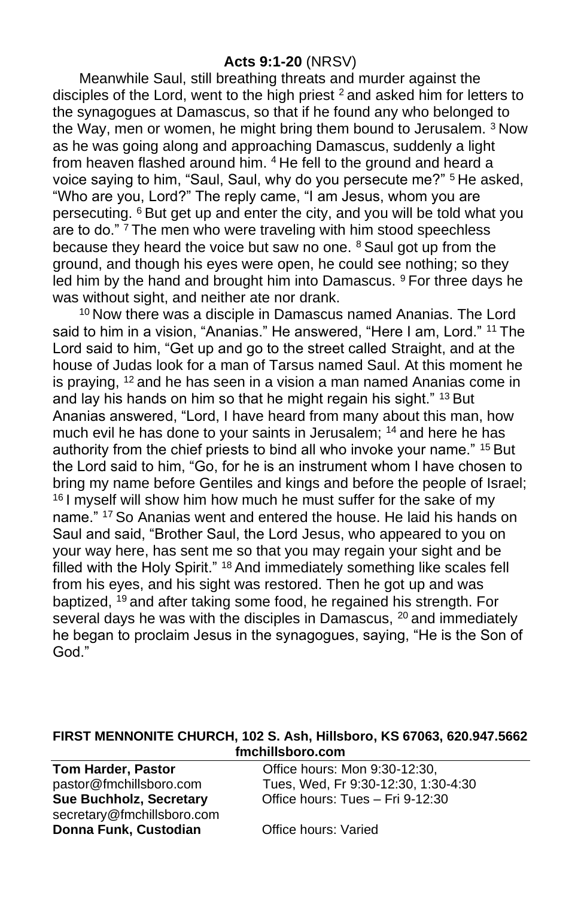**Acts 9:1-20** (NRSV)

Meanwhile Saul, still breathing threats and murder against the disciples of the Lord, went to the high priest [2] and asked him for letters to the synagogues at Damascus, so that if he found any who belonged to the Way, men or women, he might bring them bound to Jerusalem. [3] Now as he was going along and approaching Damascus, suddenly a light from heaven flashed around him. [4] He fell to the ground and heard a voice saying to him, "Saul, Saul, why do you persecute me?" [5] He asked, "Who are you, Lord?" The reply came, "I am Jesus, whom you are persecuting. [6] But get up and enter the city, and you will be told what you are to do." [7] The men who were traveling with him stood speechless because they heard the voice but saw no one. [8] Saul got up from the ground, and though his eyes were open, he could see nothing; so they led him by the hand and brought him into Damascus. [9] For three days he was without sight, and neither ate nor drank.

[10] Now there was a disciple in Damascus named Ananias. The Lord said to him in a vision, "Ananias." He answered, "Here I am, Lord." [11] The Lord said to him, "Get up and go to the street called Straight, and at the house of Judas look for a man of Tarsus named Saul. At this moment he is praying, [12] and he has seen in a vision a man named Ananias come in and lay his hands on him so that he might regain his sight." [13] But Ananias answered, "Lord, I have heard from many about this man, how much evil he has done to your saints in Jerusalem; [14] and here he has authority from the chief priests to bind all who invoke your name." [15] But the Lord said to him, "Go, for he is an instrument whom I have chosen to bring my name before Gentiles and kings and before the people of Israel; [16] I myself will show him how much he must suffer for the sake of my name." [17] So Ananias went and entered the house. He laid his hands on Saul and said, "Brother Saul, the Lord Jesus, who appeared to you on your way here, has sent me so that you may regain your sight and be filled with the Holy Spirit." [18] And immediately something like scales fell from his eyes, and his sight was restored. Then he got up and was baptized, [19] and after taking some food, he regained his strength. For several days he was with the disciples in Damascus, [20] and immediately he began to proclaim Jesus in the synagogues, saying, "He is the Son of God."

**FIRST MENNONITE CHURCH, 102 S. Ash, Hillsboro, KS 67063, 620.947.5662**
**fmchillsboro.com**

**Tom Harder, Pastor**
pastor@fmchillsboro.com
Office hours: Mon 9:30-12:30, Tues, Wed, Fr 9:30-12:30, 1:30-4:30

**Sue Buchholz, Secretary**
secretary@fmchillsboro.com
Office hours: Tues – Fri 9-12:30

**Donna Funk, Custodian**
Office hours: Varied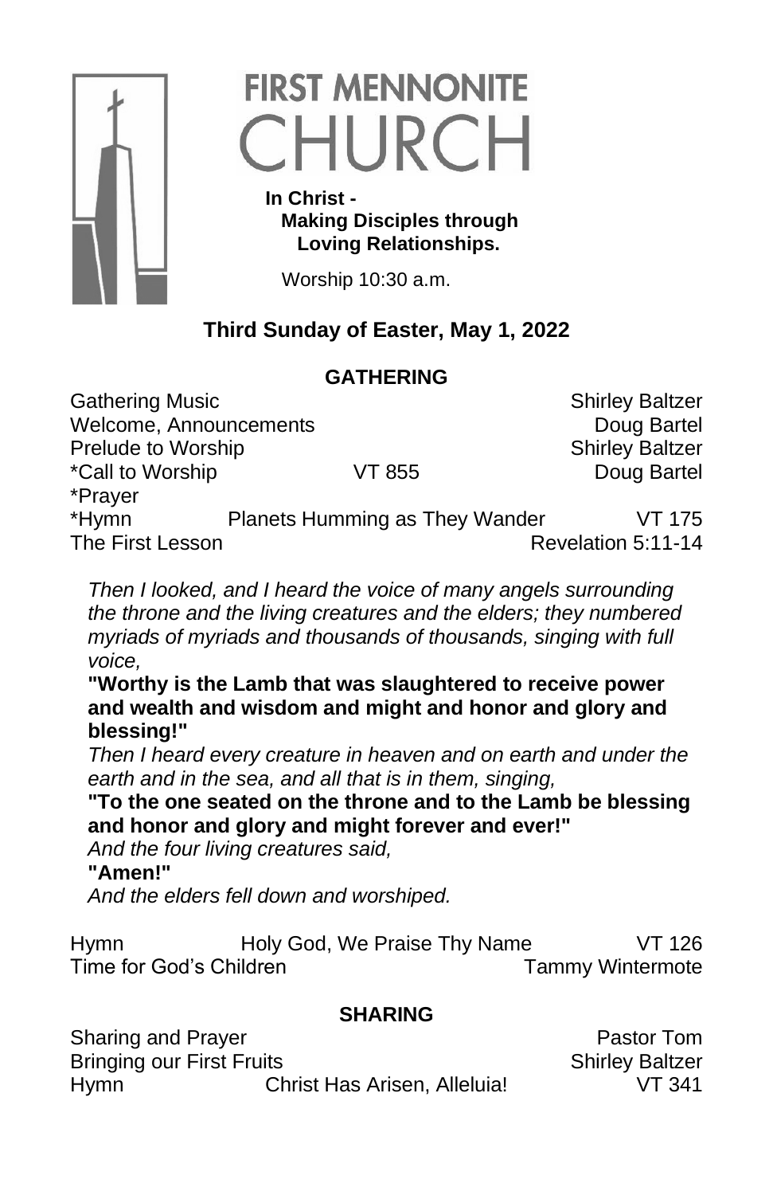# FIRST MENNONITE CHURCH

**In Christ -**
**Making Disciples through**
**Loving Relationships.**

Worship 10:30 a.m.

## Third Sunday of Easter, May 1, 2022

### GATHERING

| | | |
|---|---|---|
| Gathering Music | | Shirley Baltzer |
| Welcome, Announcements | | Doug Bartel |
| Prelude to Worship | | Shirley Baltzer |
| *Call to Worship | VT 855 | Doug Bartel |
| *Prayer | | |
| *Hymn | Planets Humming as They Wander | VT 175 |
| The First Lesson | | Revelation 5:11-14 |

*Then I looked, and I heard the voice of many angels surrounding the throne and the living creatures and the elders; they numbered myriads of myriads and thousands of thousands, singing with full voice,*

**"Worthy is the Lamb that was slaughtered to receive power and wealth and wisdom and might and honor and glory and blessing!"**

*Then I heard every creature in heaven and on earth and under the earth and in the sea, and all that is in them, singing,*

**"To the one seated on the throne and to the Lamb be blessing and honor and glory and might forever and ever!"**

*And the four living creatures said,*

**"Amen!"**

*And the elders fell down and worshiped.*

| | | |
|---|---|---|
| Hymn | Holy God, We Praise Thy Name | VT 126 |
| Time for God's Children | | Tammy Wintermote |

### SHARING

| | | |
|---|---|---|
| Sharing and Prayer | | Pastor Tom |
| Bringing our First Fruits | | Shirley Baltzer |
| Hymn | Christ Has Arisen, Alleluia! | VT 341 |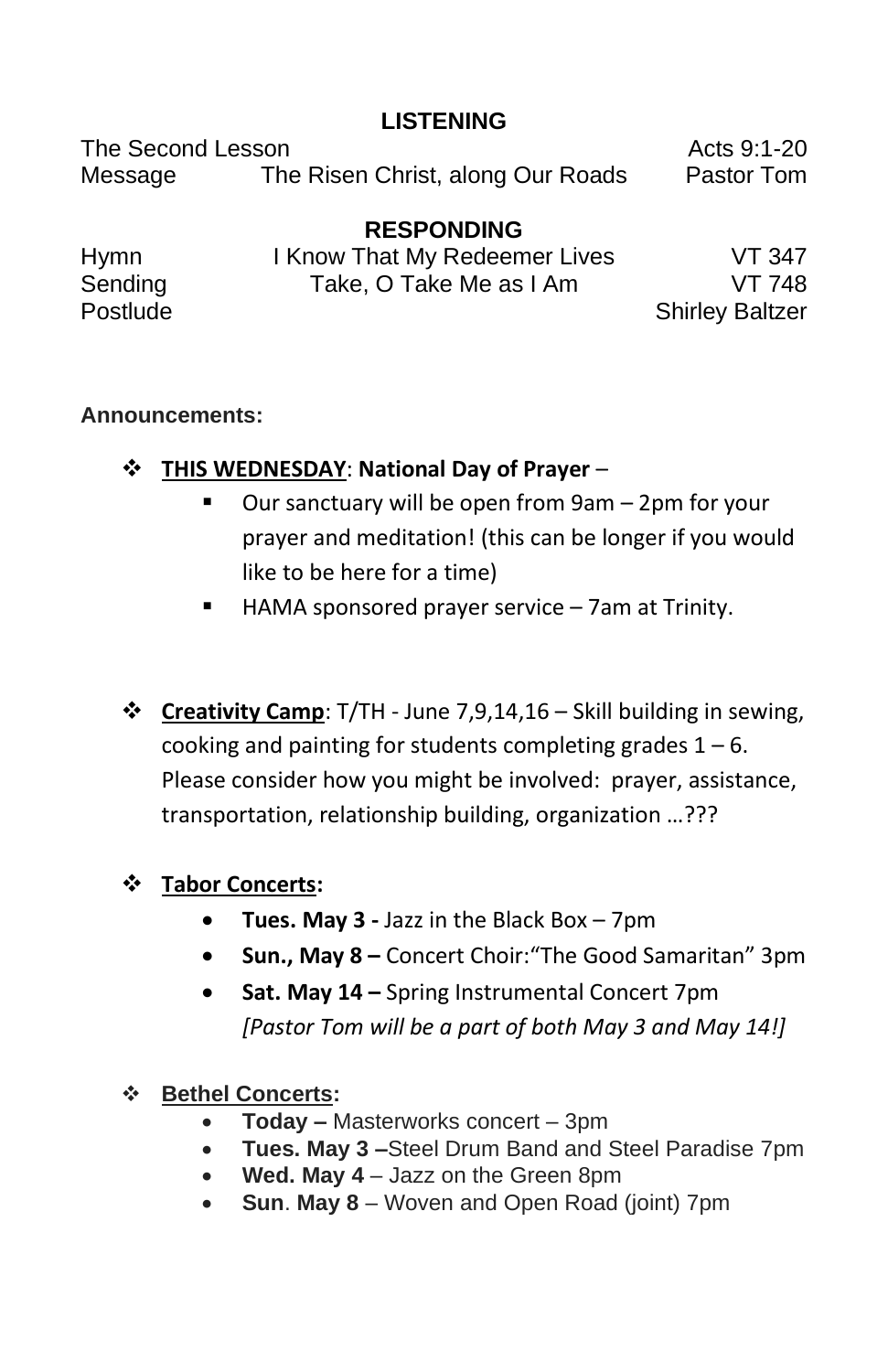## LISTENING

| | | |
|---|---|---|
| The Second Lesson | | Acts 9:1-20 |
| Message | The Risen Christ, along Our Roads | Pastor Tom |

## RESPONDING

| | | |
|---|---|---|
| Hymn | I Know That My Redeemer Lives | VT 347 |
| Sending | Take, O Take Me as I Am | VT 748 |
| Postlude | | Shirley Baltzer |

**Announcements:**

- **THIS WEDNESDAY**: **National Day of Prayer** –
  - Our sanctuary will be open from 9am – 2pm for your prayer and meditation! (this can be longer if you would like to be here for a time)
  - HAMA sponsored prayer service – 7am at Trinity.

- **Creativity Camp**: T/TH - June 7,9,14,16 – Skill building in sewing, cooking and painting for students completing grades 1 – 6. Please consider how you might be involved: prayer, assistance, transportation, relationship building, organization …???

- **Tabor Concerts:**
  - **Tues. May 3 -** Jazz in the Black Box – 7pm
  - **Sun., May 8 –** Concert Choir:“The Good Samaritan” 3pm
  - **Sat. May 14 –** Spring Instrumental Concert 7pm *[Pastor Tom will be a part of both May 3 and May 14!]*

- **Bethel Concerts:**
  - **Today –** Masterworks concert – 3pm
  - **Tues. May 3 –**Steel Drum Band and Steel Paradise 7pm
  - **Wed. May 4** – Jazz on the Green 8pm
  - **Sun**. **May 8** – Woven and Open Road (joint) 7pm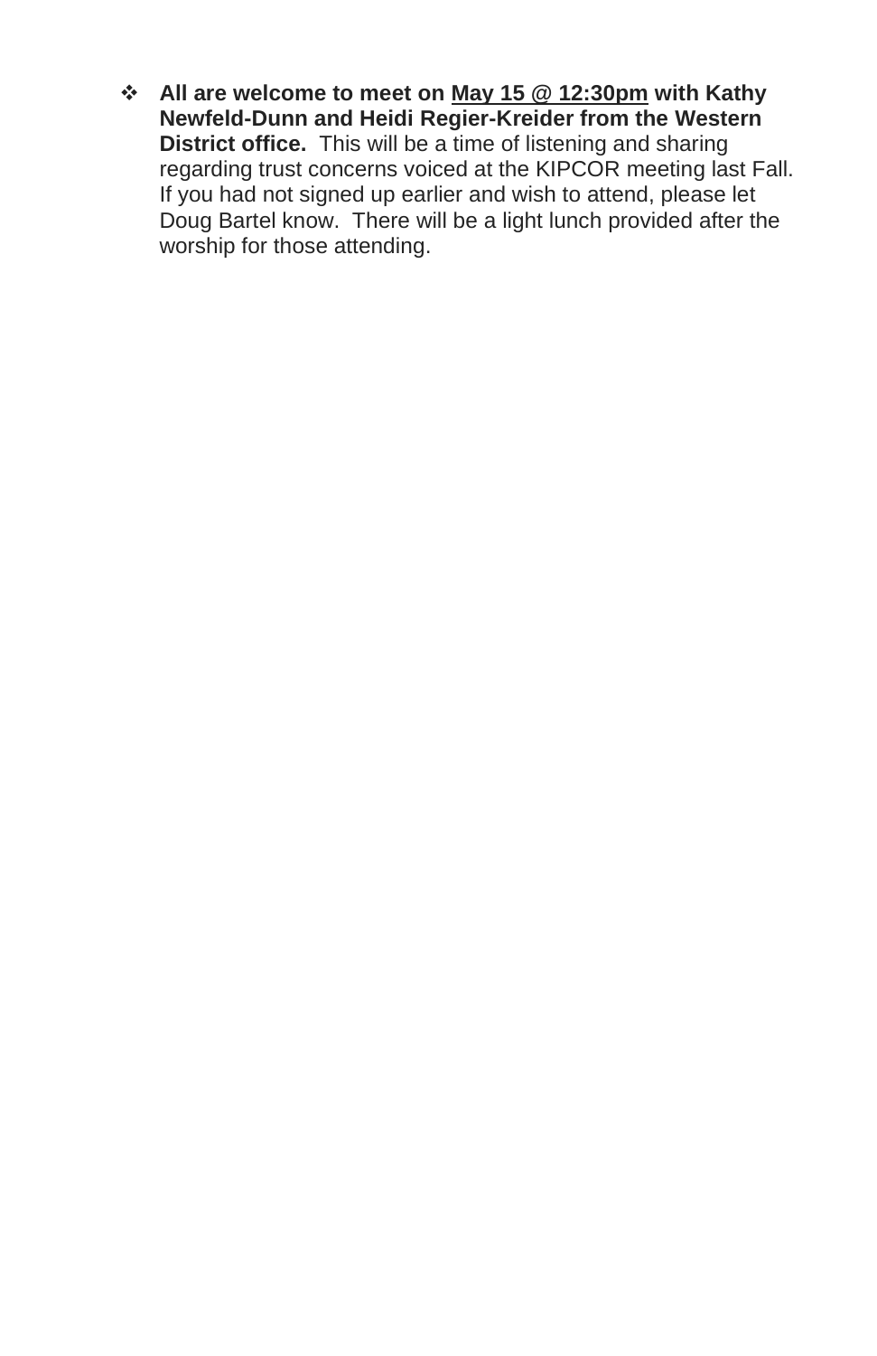- **All are welcome to meet on <u>May 15 @ 12:30pm</u> with Kathy Newfeld-Dunn and Heidi Regier-Kreider from the Western District office.** This will be a time of listening and sharing regarding trust concerns voiced at the KIPCOR meeting last Fall. If you had not signed up earlier and wish to attend, please let Doug Bartel know. There will be a light lunch provided after the worship for those attending.